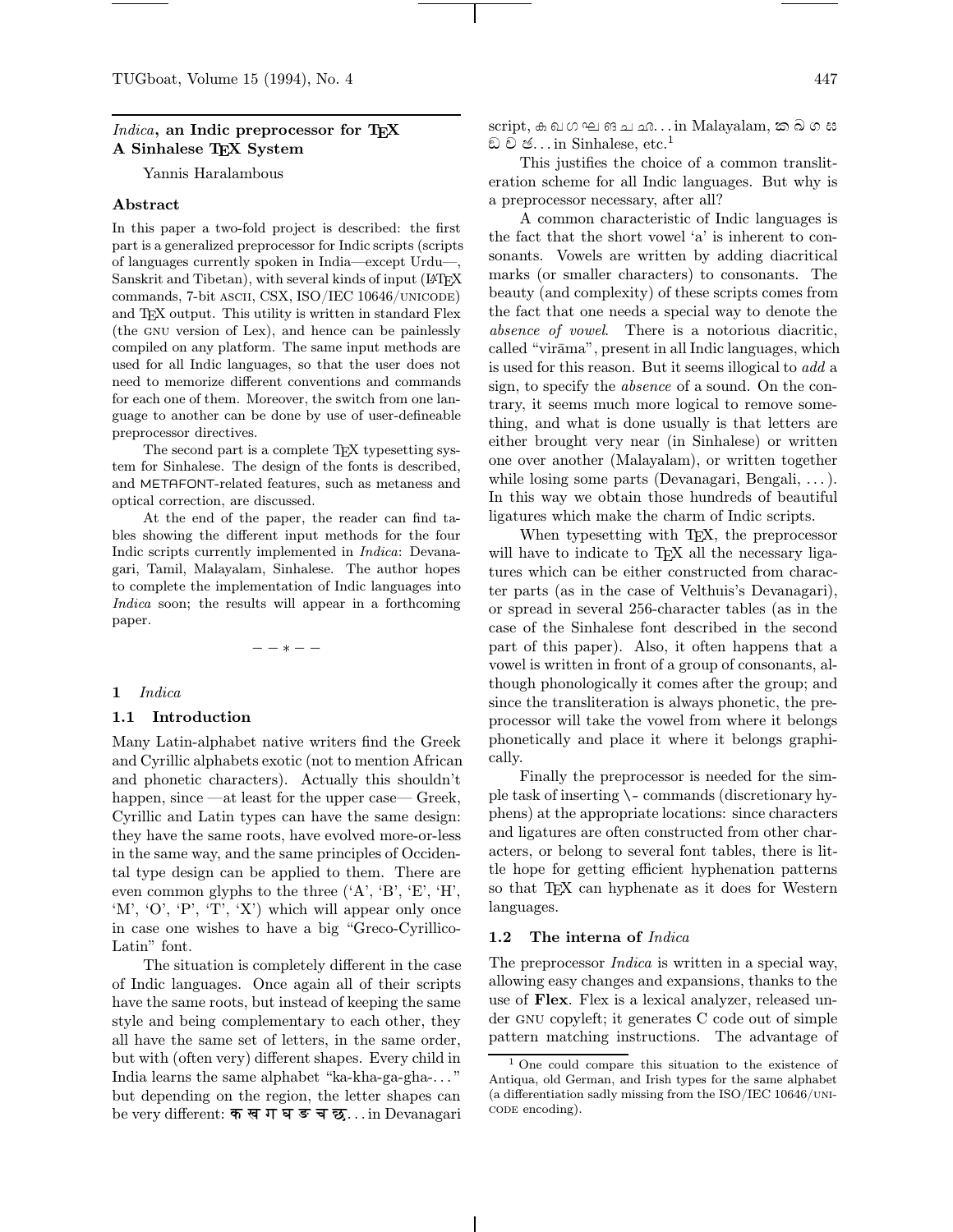## *Indica*, an Indic preprocessor for TEX
## A Sinhalese TEX System

Yannis Haralambous

### Abstract

In this paper a two-fold project is described: the first part is a generalized preprocessor for Indic scripts (scripts of languages currently spoken in India—except Urdu—, Sanskrit and Tibetan), with several kinds of input (LATEX commands, 7-bit ASCII, CSX, ISO/IEC 10646/UNICODE) and TEX output. This utility is written in standard Flex (the GNU version of Lex), and hence can be painlessly compiled on any platform. The same input methods are used for all Indic languages, so that the user does not need to memorize different conventions and commands for each one of them. Moreover, the switch from one language to another can be done by use of user-defineable preprocessor directives.

The second part is a complete TEX typesetting system for Sinhalese. The design of the fonts is described, and METAFONT-related features, such as metaness and optical correction, are discussed.

At the end of the paper, the reader can find tables showing the different input methods for the four Indic scripts currently implemented in *Indica*: Devanagari, Tamil, Malayalam, Sinhalese. The author hopes to complete the implementation of Indic languages into *Indica* soon; the results will appear in a forthcoming paper.

– – ∗ – –

## 1 *Indica*

### 1.1 Introduction

Many Latin-alphabet native writers find the Greek and Cyrillic alphabets exotic (not to mention African and phonetic characters). Actually this shouldn't happen, since —at least for the upper case— Greek, Cyrillic and Latin types can have the same design: they have the same roots, have evolved more-or-less in the same way, and the same principles of Occidental type design can be applied to them. There are even common glyphs to the three ('A', 'B', 'E', 'H', 'M', 'O', 'P', 'T', 'X') which will appear only once in case one wishes to have a big "Greco-Cyrillico-Latin" font.

The situation is completely different in the case of Indic languages. Once again all of their scripts have the same roots, but instead of keeping the same style and being complementary to each other, they all have the same set of letters, in the same order, but with (often very) different shapes. Every child in India learns the same alphabet "ka-kha-ga-gha-..." but depending on the region, the letter shapes can be very different: क ख ग घ ङ च छ... in Devanagari script, க ங ச ஞ ட ண த... in Malayalam, ක ඛ ග ඝ ඞ ච ඡ... in Sinhalese, etc.[1]

This justifies the choice of a common transliteration scheme for all Indic languages. But why is a preprocessor necessary, after all?

A common characteristic of Indic languages is the fact that the short vowel 'a' is inherent to consonants. Vowels are written by adding diacritical marks (or smaller characters) to consonants. The beauty (and complexity) of these scripts comes from the fact that one needs a special way to denote the *absence of vowel*. There is a notorious diacritic, called "virāma", present in all Indic languages, which is used for this reason. But it seems illogical to *add* a sign, to specify the *absence* of a sound. On the contrary, it seems much more logical to remove something, and what is done usually is that letters are either brought very near (in Sinhalese) or written one over another (Malayalam), or written together while losing some parts (Devanagari, Bengali, ...). In this way we obtain those hundreds of beautiful ligatures which make the charm of Indic scripts.

When typesetting with TEX, the preprocessor will have to indicate to TEX all the necessary ligatures which can be either constructed from character parts (as in the case of Velthuis's Devanagari), or spread in several 256-character tables (as in the case of the Sinhalese font described in the second part of this paper). Also, it often happens that a vowel is written in front of a group of consonants, although phonologically it comes after the group; and since the transliteration is always phonetic, the preprocessor will take the vowel from where it belongs phonetically and place it where it belongs graphically.

Finally the preprocessor is needed for the simple task of inserting \- commands (discretionary hyphens) at the appropriate locations: since characters and ligatures are often constructed from other characters, or belong to several font tables, there is little hope for getting efficient hyphenation patterns so that TEX can hyphenate as it does for Western languages.

### 1.2 The interna of *Indica*

The preprocessor *Indica* is written in a special way, allowing easy changes and expansions, thanks to the use of **Flex**. Flex is a lexical analyzer, released under GNU copyleft; it generates C code out of simple pattern matching instructions. The advantage of

[1] One could compare this situation to the existence of Antiqua, old German, and Irish types for the same alphabet (a differentiation sadly missing from the ISO/IEC 10646/UNICODE encoding).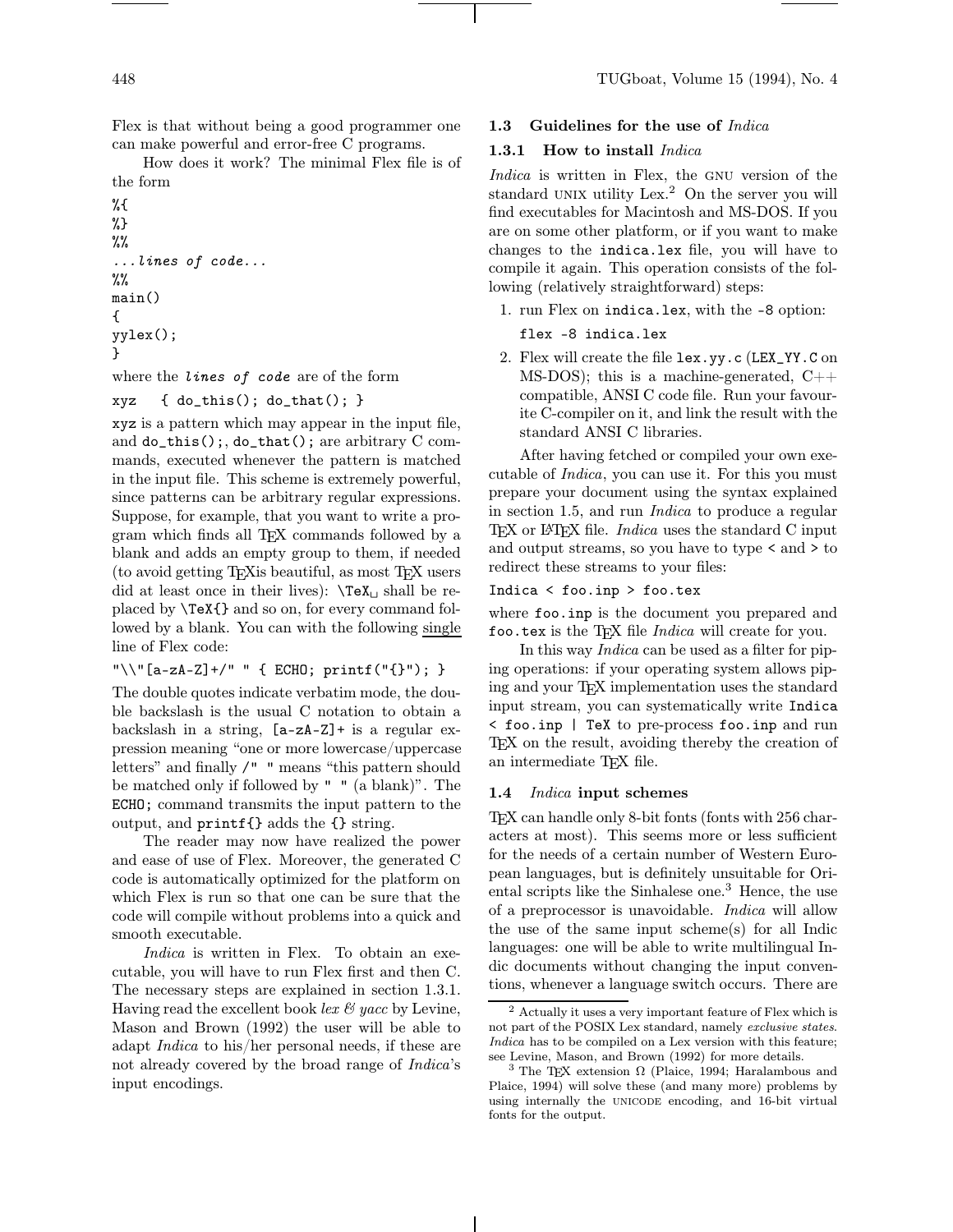Flex is that without being a good programmer one can make powerful and error-free C programs.

How does it work? The minimal Flex file is of the form

```
%{
%}
%%
...lines of code...
%%
main()
{
yylex();
}
```

where the *lines of code* are of the form

```
xyz   { do_this(); do_that(); }
```

`xyz` is a pattern which may appear in the input file, and `do_this();`, `do_that();` are arbitrary C commands, executed whenever the pattern is matched in the input file. This scheme is extremely powerful, since patterns can be arbitrary regular expressions. Suppose, for example, that you want to write a program which finds all TEX commands followed by a blank and adds an empty group to them, if needed (to avoid getting TEXis beautiful, as most TEX users did at least once in their lives): `\TeX␣` shall be replaced by `\TeX{}` and so on, for every command followed by a blank. You can with the following single line of Flex code:

```
"\\"[a-zA-Z]+/" " { ECHO; printf("{}"); }
```

The double quotes indicate verbatim mode, the double backslash is the usual C notation to obtain a backslash in a string, `[a-zA-Z]+` is a regular expression meaning "one or more lowercase/uppercase letters" and finally `/" "` means "this pattern should be matched only if followed by `" "` (a blank)". The `ECHO;` command transmits the input pattern to the output, and `printf{}` adds the `{}` string.

The reader may now have realized the power and ease of use of Flex. Moreover, the generated C code is automatically optimized for the platform on which Flex is run so that one can be sure that the code will compile without problems into a quick and smooth executable.

*Indica* is written in Flex. To obtain an executable, you will have to run Flex first and then C. The necessary steps are explained in section 1.3.1. Having read the excellent book *lex & yacc* by Levine, Mason and Brown (1992) the user will be able to adapt *Indica* to his/her personal needs, if these are not already covered by the broad range of *Indica*'s input encodings.

### 1.3 Guidelines for the use of *Indica*

#### 1.3.1 How to install *Indica*

*Indica* is written in Flex, the GNU version of the standard UNIX utility Lex.[2] On the server you will find executables for Macintosh and MS-DOS. If you are on some other platform, or if you want to make changes to the `indica.lex` file, you will have to compile it again. This operation consists of the following (relatively straightforward) steps:

1. run Flex on `indica.lex`, with the `-8` option:

   ```
   flex -8 indica.lex
   ```

2. Flex will create the file `lex.yy.c` (`LEX_YY.C` on MS-DOS); this is a machine-generated, C++ compatible, ANSI C code file. Run your favourite C-compiler on it, and link the result with the standard ANSI C libraries.

After having fetched or compiled your own executable of *Indica*, you can use it. For this you must prepare your document using the syntax explained in section 1.5, and run *Indica* to produce a regular TEX or LATEX file. *Indica* uses the standard C input and output streams, so you have to type `<` and `>` to redirect these streams to your files:

```
Indica < foo.inp > foo.tex
```

where `foo.inp` is the document you prepared and `foo.tex` is the TEX file *Indica* will create for you.

In this way *Indica* can be used as a filter for piping operations: if your operating system allows piping and your TEX implementation uses the standard input stream, you can systematically write `Indica < foo.inp | TeX` to pre-process `foo.inp` and run TEX on the result, avoiding thereby the creation of an intermediate TEX file.

### 1.4 *Indica* input schemes

TEX can handle only 8-bit fonts (fonts with 256 characters at most). This seems more or less sufficient for the needs of a certain number of Western European languages, but is definitely unsuitable for Oriental scripts like the Sinhalese one.[3] Hence, the use of a preprocessor is unavoidable. *Indica* will allow the use of the same input scheme(s) for all Indic languages: one will be able to write multilingual Indic documents without changing the input conventions, whenever a language switch occurs. There are

---

[2] Actually it uses a very important feature of Flex which is not part of the POSIX Lex standard, namely *exclusive states*. *Indica* has to be compiled on a Lex version with this feature; see Levine, Mason, and Brown (1992) for more details.

[3] The TEX extension Ω (Plaice, 1994; Haralambous and Plaice, 1994) will solve these (and many more) problems by using internally the UNICODE encoding, and 16-bit virtual fonts for the output.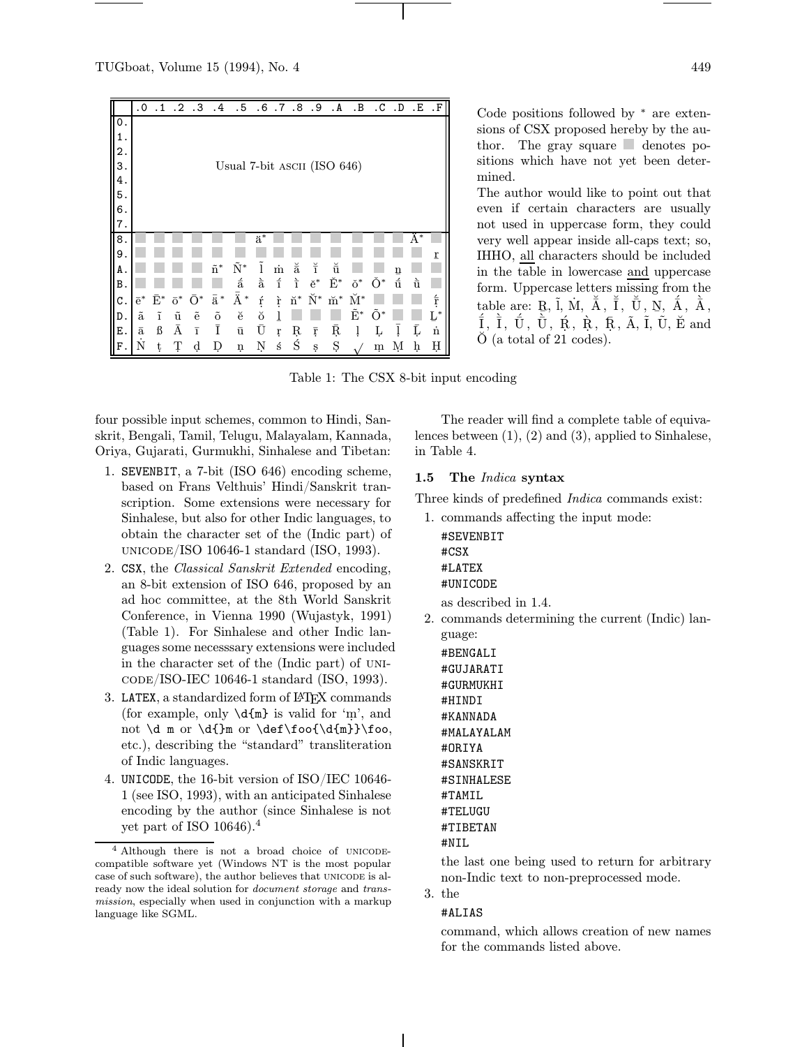| | .0 | .1 | .2 | .3 | .4 | .5 | .6 | .7 | .8 | .9 | .A | .B | .C | .D | .E | .F |
|---|---|---|---|---|---|---|---|---|---|---|---|---|---|---|---|---|
| 0. | Usual 7-bit ASCII (ISO 646) | | | | | | | | | | | | | | | |
| 1. | | | | | | | | | | | | | | | | |
| 2. | | | | | | | | | | | | | | | | |
| 3. | | | | | | | | | | | | | | | | |
| 4. | | | | | | | | | | | | | | | | |
| 5. | | | | | | | | | | | | | | | | |
| 6. | | | | | | | | | | | | | | | | |
| 7. | | | | | | | | | | | | | | | | |
| 8. | ■ | ■ | ■ | ■ | ■ | ■ | ä* | ■ | ■ | ■ | ■ | ■ | ■ | ■ | Ā* | ■ |
| 9. | ■ | ■ | ■ | ■ | ■ | ■ | ■ | ■ | ■ | ■ | ■ | ■ | ■ | ■ | ■ | r̲ |
| A. | ■ | ■ | ■ | ■ | ñ* | Ñ* | l̃ | ṁ | ă | ĭ | ŭ | ■ | ■ | n̲ | ■ | ■ |
| B. | ■ | ■ | ■ | ■ | ■ | á̄ | à̄ | í̄ | ì̄ | ĕ* | Ĕ* | ŏ* | Ŏ* | ū́ | ū̀ | ■ |
| C. | ē* | Ē* | ō* | Ō* | ā̃* | Ā̃* | ṛ́ | ṛ̀ | ň* | Ň* | m̆* | M̆* | ■ | ■ | ■ | ṝ́ |
| D. | ã | ĩ | ũ | ẽ | õ | ě | ǒ | l̲ | ■ | ■ | ■ | Ẽ* | Õ* | ■ | ■ | L̲* |
| E. | ā | ß | Ā | ī | Ī | ū | Ū | ṛ | Ṛ | ṝ | Ṝ | ḷ | Ḷ | ḹ | Ḹ | ṅ |
| F. | Ṅ | ṭ | Ṭ | ḍ | Ḍ | ṇ | Ṇ | ś | Ś | ṣ | Ṣ | √ | ṃ | Ṃ | ḥ | Ḥ |

Code positions followed by * are extensions of CSX proposed hereby by the author. The gray square ■ denotes positions which have not yet been determined.

The author would like to point out that even if certain characters are usually not used in uppercase form, they could very well appear inside all-caps text; so, IHHO, all characters should be included in the table in lowercase and uppercase form. Uppercase letters missing from the table are: R̲, L̃, Ṁ, Ă, Ĭ, Ŭ, N̲, Á̄, À̄, Í̄, Ì̄, Ú̄, Ù̄, Ṛ́, Ṛ̀, Ṝ́, Ã, Ĩ, Ũ, Ě and Ǒ (a total of 21 codes).

Table 1: The CSX 8-bit input encoding

four possible input schemes, common to Hindi, Sanskrit, Bengali, Tamil, Telugu, Malayalam, Kannada, Oriya, Gujarati, Gurmukhi, Sinhalese and Tibetan:

1. SEVENBIT, a 7-bit (ISO 646) encoding scheme, based on Frans Velthuis' Hindi/Sanskrit transcription. Some extensions were necessary for Sinhalese, but also for other Indic languages, to obtain the character set of the (Indic part) of UNICODE/ISO 10646-1 standard (ISO, 1993).
2. CSX, the *Classical Sanskrit Extended* encoding, an 8-bit extension of ISO 646, proposed by an ad hoc committee, at the 8th World Sanskrit Conference, in Vienna 1990 (Wujastyk, 1991) (Table 1). For Sinhalese and other Indic languages some necesssary extensions were included in the character set of the (Indic part) of UNICODE/ISO-IEC 10646-1 standard (ISO, 1993).
3. LATEX, a standardized form of LaTeX commands (for example, only `\d{m}` is valid for 'ṃ', and not `\d m` or `\d{}m` or `\def\foo{\d{m}}\foo`, etc.), describing the "standard" transliteration of Indic languages.
4. UNICODE, the 16-bit version of ISO/IEC 10646-1 (see ISO, 1993), with an anticipated Sinhalese encoding by the author (since Sinhalese is not yet part of ISO 10646).[4]

[4] Although there is not a broad choice of UNICODE-compatible software yet (Windows NT is the most popular case of such software), the author believes that UNICODE is already now the ideal solution for *document storage* and *transmission*, especially when used in conjunction with a markup language like SGML.

The reader will find a complete table of equivalences between (1), (2) and (3), applied to Sinhalese, in Table 4.

### 1.5 The *Indica* syntax

Three kinds of predefined *Indica* commands exist:

1. commands affecting the input mode:
   ```
   #SEVENBIT
   #CSX
   #LATEX
   #UNICODE
   ```
   as described in 1.4.
2. commands determining the current (Indic) language:
   ```
   #BENGALI
   #GUJARATI
   #GURMUKHI
   #HINDI
   #KANNADA
   #MALAYALAM
   #ORIYA
   #SANSKRIT
   #SINHALESE
   #TAMIL
   #TELUGU
   #TIBETAN
   #NIL
   ```
   the last one being used to return for arbitrary non-Indic text to non-preprocessed mode.
3. the
   ```
   #ALIAS
   ```
   command, which allows creation of new names for the commands listed above.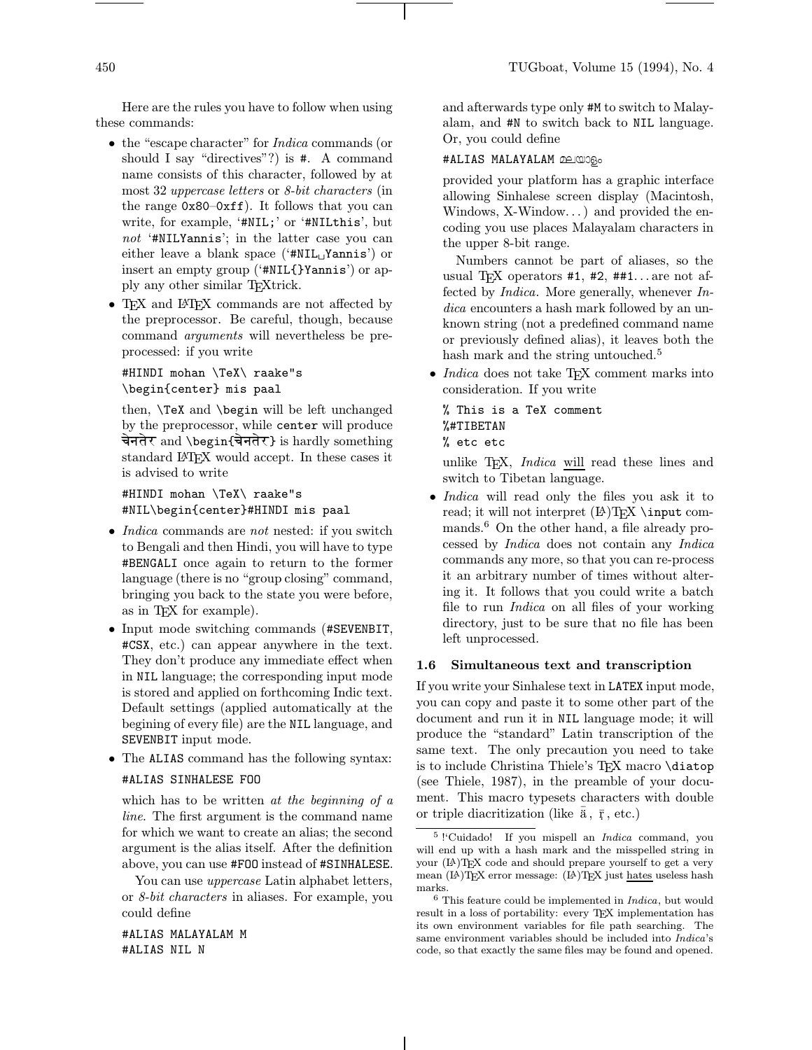Here are the rules you have to follow when using these commands:

- the "escape character" for *Indica* commands (or should I say "directives"?) is `#`. A command name consists of this character, followed by at most 32 *uppercase letters* or *8-bit characters* (in the range `0x80`–`0xff`). It follows that you can write, for example, '`#NIL;`' or '`#NILthis`', but *not* '`#NILYannis`'; in the latter case you can either leave a blank space ('`#NIL␣Yannis`') or insert an empty group ('`#NIL{}Yannis`') or apply any other similar TEXtrick.
- TEX and LATEX commands are not affected by the preprocessor. Be careful, though, because command *arguments* will nevertheless be preprocessed: if you write

  ```
  #HINDI mohan \TeX\ raake"s
  \begin{center} mis paal
  ```

  then, `\TeX` and `\begin` will be left unchanged by the preprocessor, while `center` will produce चेनतेर and `\begin{चेनतेर}` is hardly something standard LATEX would accept. In these cases it is advised to write

  ```
  #HINDI mohan \TeX\ raake"s
  #NIL\begin{center}#HINDI mis paal
  ```

- *Indica* commands are *not* nested: if you switch to Bengali and then Hindi, you will have to type `#BENGALI` once again to return to the former language (there is no "group closing" command, bringing you back to the state you were before, as in TEX for example).
- Input mode switching commands (`#SEVENBIT`, `#CSX`, etc.) can appear anywhere in the text. They don't produce any immediate effect when in `NIL` language; the corresponding input mode is stored and applied on forthcoming Indic text. Default settings (applied automatically at the begining of every file) are the `NIL` language, and `SEVENBIT` input mode.
- The `ALIAS` command has the following syntax:

  ```
  #ALIAS SINHALESE FOO
  ```

  which has to be written *at the beginning of a line*. The first argument is the command name for which we want to create an alias; the second argument is the alias itself. After the definition above, you can use `#FOO` instead of `#SINHALESE`.

  You can use *uppercase* Latin alphabet letters, or *8-bit characters* in aliases. For example, you could define

  ```
  #ALIAS MALAYALAM M
  #ALIAS NIL N
  ```

  and afterwards type only `#M` to switch to Malayalam, and `#N` to switch back to `NIL` language. Or, you could define

  ```
  #ALIAS MALAYALAM മലയാളം
  ```

  provided your platform has a graphic interface allowing Sinhalese screen display (Macintosh, Windows, X-Window...) and provided the encoding you use places Malayalam characters in the upper 8-bit range.

  Numbers cannot be part of aliases, so the usual TEX operators `#1`, `#2`, `##1`... are not affected by *Indica*. More generally, whenever *Indica* encounters a hash mark followed by an unknown string (not a predefined command name or previously defined alias), it leaves both the hash mark and the string untouched.[5]

- *Indica* does not take TEX comment marks into consideration. If you write

  ```
  % This is a TeX comment
  %#TIBETAN
  % etc etc
  ```

  unlike TEX, *Indica* will read these lines and switch to Tibetan language.

- *Indica* will read only the files you ask it to read; it will not interpret (LA)TEX `\input` commands.[6] On the other hand, a file already processed by *Indica* does not contain any *Indica* commands any more, so that you can re-process it an arbitrary number of times without altering it. It follows that you could write a batch file to run *Indica* on all files of your working directory, just to be sure that no file has been left unprocessed.

### 1.6 Simultaneous text and transcription

If you write your Sinhalese text in `LATEX` input mode, you can copy and paste it to some other part of the document and run it in `NIL` language mode; it will produce the "standard" Latin transcription of the same text. The only precaution you need to take is to include Christina Thiele's TEX macro `\diatop` (see Thiele, 1987), in the preamble of your document. This macro typesets characters with double or triple diacritization (like ā̈, r̥̄, etc.)

[5] ¡Cuidado! If you mispell an *Indica* command, you will end up with a hash mark and the misspelled string in your (LA)TEX code and should prepare yourself to get a very mean (LA)TEX error message: (LA)TEX just hates useless hash marks.

[6] This feature could be implemented in *Indica*, but would result in a loss of portability: every TEX implementation has its own environment variables for file path searching. The same environment variables should be included into *Indica*'s code, so that exactly the same files may be found and opened.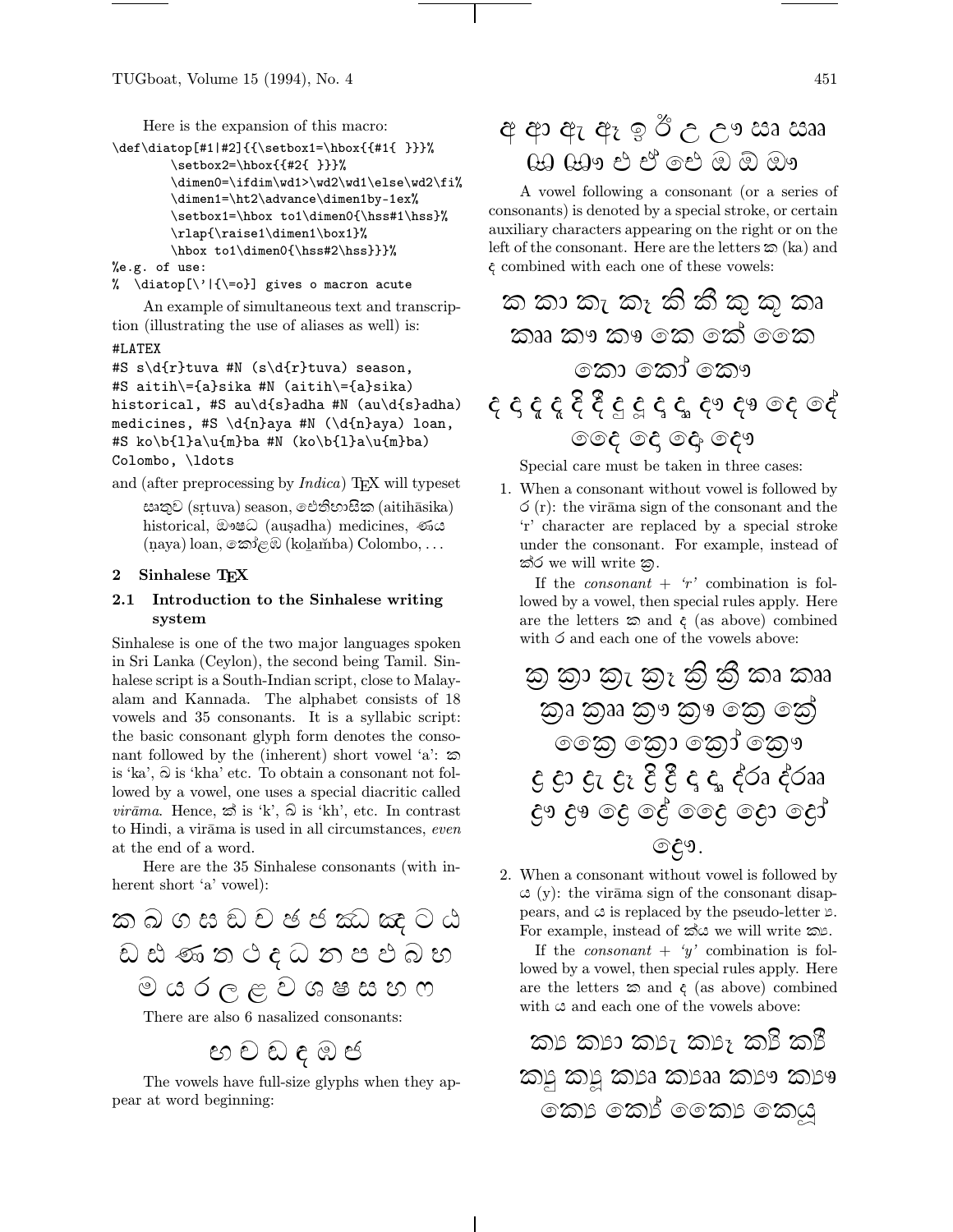Here is the expansion of this macro:

```
\def\diatop[#1|#2]{{\setbox1=\hbox{{#1{ }}}%
        \setbox2=\hbox{{#2{ }}}%
        \dimen0=\ifdim\wd1>\wd2\wd1\else\wd2\fi%
        \dimen1=\ht2\advance\dimen1by-1ex%
        \setbox1=\hbox to1\dimen0{\hss#1\hss}%
        \rlap{\raise1\dimen1\box1}%
        \hbox to1\dimen0{\hss#2\hss}}}%
%e.g. of use:
%  \diatop[\'|{\=o}] gives o macron acute
```

An example of simultaneous text and transcription (illustrating the use of aliases as well) is:

```
#LATEX
#S s\d{r}tuva #N (s\d{r}tuva) season,
#S aitih\={a}sika #N (aitih\={a}sika)
historical, #S au\d{s}adha #N (au\d{s}adha)
medicines, #S \d{n}aya #N (\d{n}aya) loan,
#S ko\b{l}a\u{m}ba #N (ko\b{l}a\u{m}ba)
Colombo, \ldots
```

and (after preprocessing by *Indica*) TEX will typeset

> සෘතුව (sṛtuva) season, ඓතිහාසික (aitihāsika) historical, ඖෂධ (auṣadha) medicines, ණය (ṇaya) loan, කෝළඹ (koḻam̆ba) Colombo, . . .

## 2 Sinhalese TEX

### 2.1 Introduction to the Sinhalese writing system

Sinhalese is one of the two major languages spoken in Sri Lanka (Ceylon), the second being Tamil. Sinhalese script is a South-Indian script, close to Malayalam and Kannada. The alphabet consists of 18 vowels and 35 consonants. It is a syllabic script: the basic consonant glyph form denotes the consonant followed by the (inherent) short vowel 'a': ක is 'ka', ඛ is 'kha' etc. To obtain a consonant not followed by a vowel, one uses a special diacritic called *virāma*. Hence, ක් is 'k', ඛ් is 'kh', etc. In contrast to Hindi, a virāma is used in all circumstances, *even* at the end of a word.

Here are the 35 Sinhalese consonants (with inherent short 'a' vowel):

ක ඛ ග ඝ ඞ ච ඡ ජ ඣ ඤ ට ඨ
ඩ ඪ ණ ත ථ ද ධ න ප ඵ බ භ
ම ය ර ල ළ ව ශ ෂ ස හ ෆ

There are also 6 nasalized consonants:

ඟ ඦ ඬ ඳ ඹ ඦ

The vowels have full-size glyphs when they appear at word beginning:

අ ආ ඇ ඈ ඉ ඊ උ ඌ ඍ ඎ
ඏ ඐ එ ඒ ඓ ඔ ඕ ඖ

A vowel following a consonant (or a series of consonants) is denoted by a special stroke, or certain auxiliary characters appearing on the right or on the left of the consonant. Here are the letters ක (ka) and ද combined with each one of these vowels:

ක කා කැ කෑ කි කී කු කූ කෘ
කෲ කෟ කෳ කෙ කේ කෛ
කො කෝ කෞ
ද දා දැ දෑ දි දී දු දූ දෘ දෲ දෟ දෳ දෙ දේ
දෛ දො දෝ දෞ

Special care must be taken in three cases:

1. When a consonant without vowel is followed by ර (r): the virāma sign of the consonant and the 'r' character are replaced by a special stroke under the consonant. For example, instead of ක්ර we will write ක්‍ර.

   If the *consonant + 'r'* combination is followed by a vowel, then special rules apply. Here are the letters ක and ද (as above) combined with ර and each one of the vowels above:

   ක්‍ර ක්‍රා ක්‍රැ ක්‍රෑ ක්‍රි ක්‍රී කෘ කෲ
   ක්‍රෟ ක්‍රෳ ක්‍රෟ ක්‍රෳ ක්‍රෙ ක්‍රේ
   ක්‍රෛ ක්‍රො ක්‍රෝ ක්‍රෞ
   ද්‍ර ද්‍රා ද්‍රැ ද්‍රෑ ද්‍රි ද්‍රී දෘ දෲ ද්රෘ ද්රෲ
   ද්‍රෟ ද්‍රෳ ද්‍රෙ ද්‍රේ ද්‍රෛ ද්‍රො ද්‍රෝ
   ද්‍රෞ.

2. When a consonant without vowel is followed by ය (y): the virāma sign of the consonant disappears, and ය is replaced by the pseudo-letter ‍ය. For example, instead of ක්ය we will write ක්‍ය.

   If the *consonant + 'y'* combination is followed by a vowel, then special rules apply. Here are the letters ක and ද (as above) combined with ය and each one of the vowels above:

   ක්‍ය ක්‍යා ක්‍යැ ක්‍යෑ ක්‍යි ක්‍යී
   ක්‍යු ක්‍යූ ක්‍යෘ ක්‍යෲ ක්‍යෟ ක්‍යෳ
   ක්‍යෙ ක්‍යේ ක්‍යෛ ක්‍යො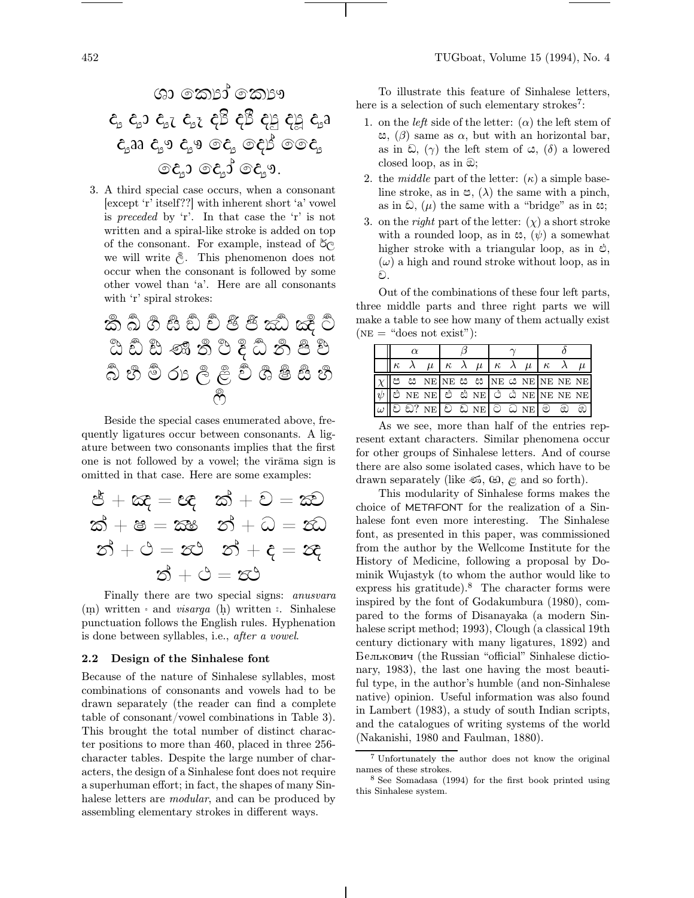ශා කොහ් කොහ

ඳ් ඳා ඳැ ඳෑ ඳි ඳී ඳු ඳූ ඳෘ
ඳෲ ඳෟ ඳෳ දෙ‍ ඳෙ ඳේ ඳෛ
ඳො ඳෝ ඳෞ.

3. A third special case occurs, when a consonant [except 'r' itself??] with inherent short 'a' vowel is *preceded* by 'r'. In that case the 'r' is not written and a spiral-like stroke is added on top of the consonant. For example, instead of ර්ල we will write ර්ල. This phenomenon does not occur when the consonant is followed by some other vowel than 'a'. Here are all consonants with 'r' spiral strokes:

ර්ක ර්ඛ ර්ග ර්ඝ ර්ඞ ර්ච ර්ඡ ර්ජ ර්ඣ ර්ඤ ර්ට
ර්ඨ ර්ඩ ර්ඪ ර්ණ ර්ත ර්ථ ර්ද ර්ධ ර්න ර්ප ර්ඵ
ර්බ ර්භ ර්ම ර්ය ර්ල ර්ළ ර්ව ර්ශ ර්ෂ ර්ස ර්හ
ර්ෆ

Beside the special cases enumerated above, frequently ligatures occur between consonants. A ligature between two consonants implies that the first one is not followed by a vowel; the virāma sign is omitted in that case. Here are some examples:

ඡ් + ඤ = ඦ   ක් + ව = ක්ව
ක් + ෂ = ක්ෂ   න් + ධ = න්ධ
න් + ථ = න්ථ   න් + ද = න්ද
ත් + ථ = ත්ථ

Finally there are two special signs: *anusvara* (ṃ) written ං and *visarga* (ḥ) written ඃ. Sinhalese punctuation follows the English rules. Hyphenation is done between syllables, i.e., *after a vowel*.

### 2.2 Design of the Sinhalese font

Because of the nature of Sinhalese syllables, most combinations of consonants and vowels had to be drawn separately (the reader can find a complete table of consonant/vowel combinations in Table 3). This brought the total number of distinct character positions to more than 460, placed in three 256-character tables. Despite the large number of characters, the design of a Sinhalese font does not require a superhuman effort; in fact, the shapes of many Sinhalese letters are *modular*, and can be produced by assembling elementary strokes in different ways.

To illustrate this feature of Sinhalese letters, here is a selection of such elementary strokes[7]:

1. on the *left* side of the letter: ($\alpha$) the left stem of ඍ, ($\beta$) same as $\alpha$, but with an horizontal bar, as in ඞ, ($\gamma$) the left stem of ය, ($\delta$) a lowered closed loop, as in ඹ;
2. the *middle* part of the letter: ($\kappa$) a simple baseline stroke, as in ප, ($\lambda$) the same with a pinch, as in ඞ, ($\mu$) the same with a "bridge" as in ඍ;
3. on the *right* part of the letter: ($\chi$) a short stroke with a rounded loop, as in ඍ, ($\psi$) a somewhat higher stroke with a triangular loop, as in ඵ, ($\omega$) a high and round stroke without loop, as in ව.

Out of the combinations of these four left parts, three middle parts and three right parts we will make a table to see how many of them actually exist (NE = "does not exist"):

| | $\alpha$ | | | $\beta$ | | | $\gamma$ | | | $\delta$ | | |
|---|---|---|---|---|---|---|---|---|---|---|---|---|
| | $\kappa$ | $\lambda$ | $\mu$ | $\kappa$ | $\lambda$ | $\mu$ | $\kappa$ | $\lambda$ | $\mu$ | $\kappa$ | $\lambda$ | $\mu$ |
| $\chi$ | ප | ඍ | NE | NE | ඍ | ඍ | NE | ය | NE | NE | NE | NE |
| $\psi$ | ඵ | NE | NE | ඵ | ඪ | NE | ථ | ඨ | NE | NE | NE | NE |
| $\omega$ | ව | ඞ? | NE | ව | ඞ | NE | ට | ධ | NE | ම | ඹ | ඹ |

As we see, more than half of the entries represent extant characters. Similar phenomena occur for other groups of Sinhalese letters. And of course there are also some isolated cases, which have to be drawn separately (like ණ, ඟ, ළ and so forth).

This modularity of Sinhalese forms makes the choice of METAFONT for the realization of a Sinhalese font even more interesting. The Sinhalese font, as presented in this paper, was commissioned from the author by the Wellcome Institute for the History of Medicine, following a proposal by Dominik Wujastyk (to whom the author would like to express his gratitude).[8] The character forms were inspired by the font of Godakumbura (1980), compared to the forms of Disanayaka (a modern Sinhalese script method; 1993), Clough (a classical 19th century dictionary with many ligatures, 1892) and Белькович (the Russian "official" Sinhalese dictionary, 1983), the last one having the most beautiful type, in the author's humble (and non-Sinhalese native) opinion. Useful information was also found in Lambert (1983), a study of south Indian scripts, and the catalogues of writing systems of the world (Nakanishi, 1980 and Faulman, 1880).

[7] Unfortunately the author does not know the original names of these strokes.

[8] See Somadasa (1994) for the first book printed using this Sinhalese system.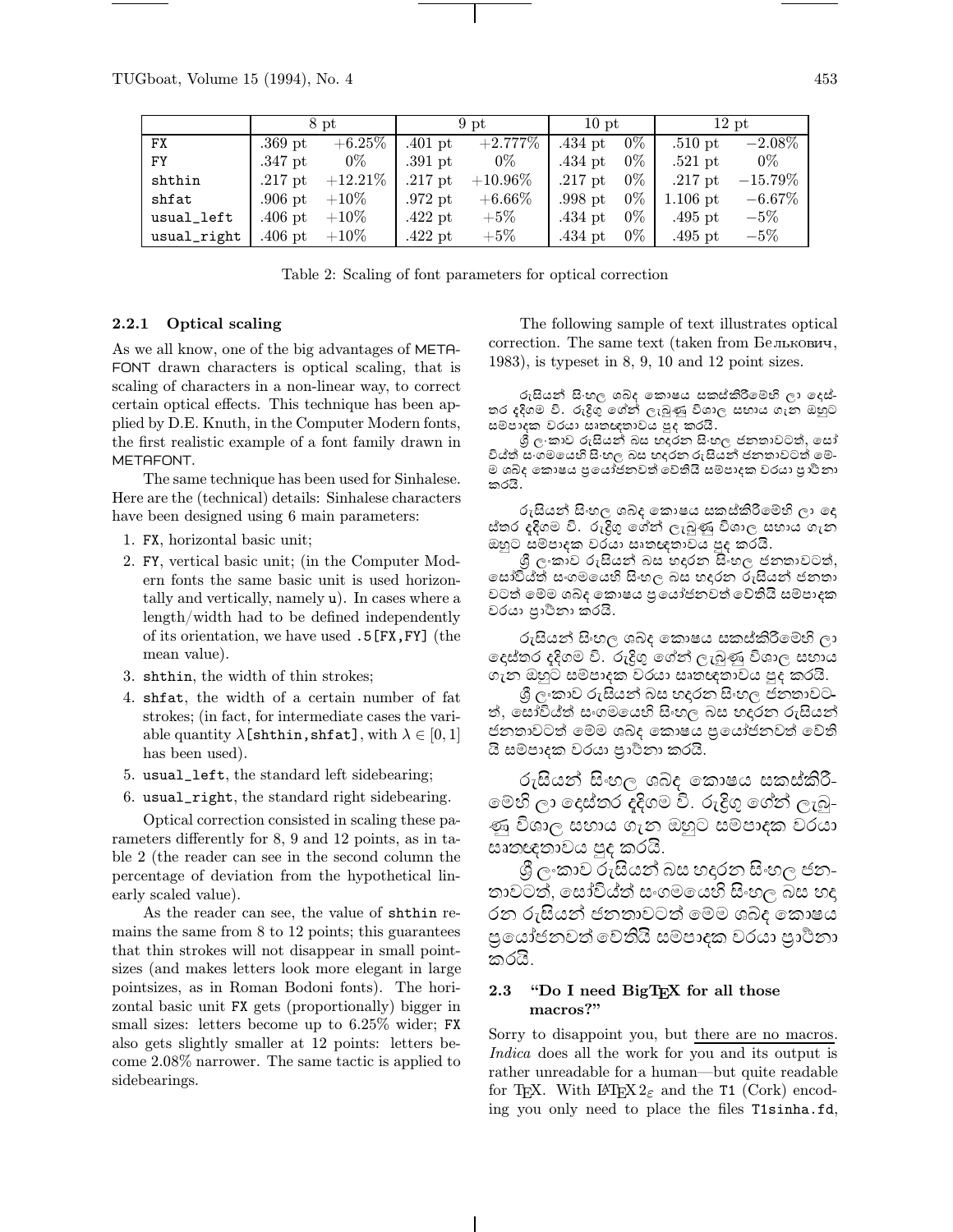| | 8 pt | | 9 pt | | 10 pt | | 12 pt | |
|---|---|---|---|---|---|---|---|---|
| FX | .369 pt | +6.25% | .401 pt | +2.777% | .434 pt | 0% | .510 pt | −2.08% |
| FY | .347 pt | 0% | .391 pt | 0% | .434 pt | 0% | .521 pt | 0% |
| shthin | .217 pt | +12.21% | .217 pt | +10.96% | .217 pt | 0% | .217 pt | −15.79% |
| shfat | .906 pt | +10% | .972 pt | +6.66% | .998 pt | 0% | 1.106 pt | −6.67% |
| usual_left | .406 pt | +10% | .422 pt | +5% | .434 pt | 0% | .495 pt | −5% |
| usual_right | .406 pt | +10% | .422 pt | +5% | .434 pt | 0% | .495 pt | −5% |

Table 2: Scaling of font parameters for optical correction

#### 2.2.1 Optical scaling

As we all know, one of the big advantages of METAFONT drawn characters is optical scaling, that is scaling of characters in a non-linear way, to correct certain optical effects. This technique has been applied by D.E. Knuth, in the Computer Modern fonts, the first realistic example of a font family drawn in METAFONT.

The same technique has been used for Sinhalese. Here are the (technical) details: Sinhalese characters have been designed using 6 main parameters:

1. FX, horizontal basic unit;
2. FY, vertical basic unit; (in the Computer Modern fonts the same basic unit is used horizontally and vertically, namely u). In cases where a length/width had to be defined independently of its orientation, we have used .5[FX,FY] (the mean value).
3. shthin, the width of thin strokes;
4. shfat, the width of a certain number of fat strokes; (in fact, for intermediate cases the variable quantity $\lambda$[shthin,shfat], with $\lambda \in [0, 1]$ has been used).
5. usual_left, the standard left sidebearing;
6. usual_right, the standard right sidebearing.

Optical correction consisted in scaling these parameters differently for 8, 9 and 12 points, as in table 2 (the reader can see in the second column the percentage of deviation from the hypothetical linearly scaled value).

As the reader can see, the value of shthin remains the same from 8 to 12 points; this guarantees that thin strokes will not disappear in small pointsizes (and makes letters look more elegant in large pointsizes, as in Roman Bodoni fonts). The horizontal basic unit FX gets (proportionally) bigger in small sizes: letters become up to 6.25% wider; FX also gets slightly smaller at 12 points: letters become 2.08% narrower. The same tactic is applied to sidebearings.

The following sample of text illustrates optical correction. The same text (taken from Белькович, 1983), is typeset in 8, 9, 10 and 12 point sizes.

රුසියන් සිංහල ශබ්ද කෝෂය සකස්කිරීමෙහි ලා දෙස්තර දදිගම වි. රුදිගු ගේන් ලැබුණු විශාල සහාය ගැන ඔහුට සම්පාදක වරයා ඎතඥතාවය පුද කරයි.

ශ්‍රී ලංකාව රුසියන් බස හදරන සිංහල ජනතාවටත්, සෝවියත් සංගමයෙහි සිංහල බස හදරන රුසියන් ජනතාවටත් මෙම ශබ්ද කෝෂය ප්‍රයෝජනවත් වෙතියි සම්පාදක වරයා ප්‍රාර්තනා කරයි.

රුසියන් සිංහල ශබ්ද කෝෂය සකස්කිරීමෙහි ලා දෙස්තර දදිගම වි. රුදිගු ගේන් ලැබුණු විශාල සහාය ගැන ඔහුට සම්පාදක වරයා ඎතඥතාවය පුද කරයි.

ශ්‍රී ලංකාව රුසියන් බස හදරන සිංහල ජනතාවටත්, සෝවියත් සංගමයෙහි සිංහල බස හදරන රුසියන් ජනතාවටත් මෙම ශබ්ද කෝෂය ප්‍රයෝජනවත් වෙතියි සම්පාදක වරයා ප්‍රාර්තනා කරයි.

රුසියන් සිංහල ශබ්ද කෝෂය සකස්කිරීමෙහි ලා දෙස්තර දදිගම වි. රුදිගු ගේන් ලැබුණු විශාල සහාය ගැන ඔහුට සම්පාදක වරයා ඎතඥතාවය පුද කරයි.

ශ්‍රී ලංකාව රුසියන් බස හදරන සිංහල ජනතාවටත්, සෝවියත් සංගමයෙහි සිංහල බස හදරන රුසියන් ජනතාවටත් මෙම ශබ්ද කෝෂය ප්‍රයෝජනවත් වෙතියි සම්පාදක වරයා ප්‍රාර්තනා කරයි.

රුසියන් සිංහල ශබ්ද කෝෂය සකස්කිරීමෙහි ලා දෙස්තර දදිගම වි. රුදිගු ගේන් ලැබුණු විශාල සහාය ගැන ඔහුට සම්පාදක වරයා ඎතඥතාවය පුද කරයි.

ශ්‍රී ලංකාව රුසියන් බස හදරන සිංහල ජනතාවටත්, සෝවියත් සංගමයෙහි සිංහල බස හදරන රුසියන් ජනතාවටත් මෙම ශබ්ද කෝෂය ප්‍රයෝජනවත් වෙතියි සම්පාදක වරයා ප්‍රාර්තනා කරයි.

### 2.3 "Do I need BigTEX for all those macros?"

Sorry to disappoint you, but there are no macros. *Indica* does all the work for you and its output is rather unreadable for a human—but quite readable for TEX. With LATEX 2$_\varepsilon$ and the T1 (Cork) encoding you only need to place the files T1sinha.fd,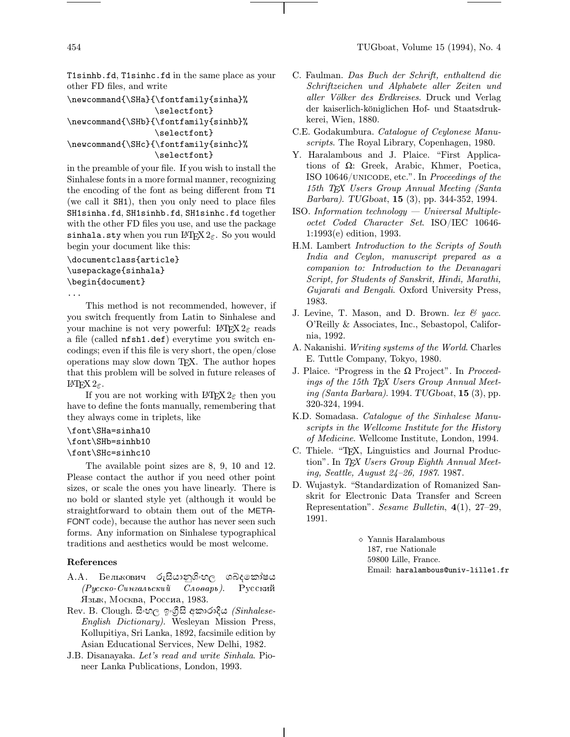T1sinhb.fd, T1sinhc.fd in the same place as your other FD files, and write

```
\newcommand{\SHa}{\fontfamily{sinha}%
                  \selectfont}
\newcommand{\SHb}{\fontfamily{sinhb}%
                  \selectfont}
\newcommand{\SHc}{\fontfamily{sinhc}%
                  \selectfont}
```

in the preamble of your file. If you wish to install the Sinhalese fonts in a more formal manner, recognizing the encoding of the font as being different from T1 (we call it SH1), then you only need to place files SH1sinha.fd, SH1sinhb.fd, SH1sinhc.fd together with the other FD files you use, and use the package sinhala.sty when you run LaTeX $2_\varepsilon$. So you would begin your document like this:

```
\documentclass{article}
\usepackage{sinhala}
\begin{document}
...
```

This method is not recommended, however, if you switch frequently from Latin to Sinhalese and your machine is not very powerful: LaTeX $2_\varepsilon$ reads a file (called nfsh1.def) everytime you switch encodings; even if this file is very short, the open/close operations may slow down TeX. The author hopes that this problem will be solved in future releases of LaTeX $2_\varepsilon$.

If you are not working with LaTeX $2_\varepsilon$ then you have to define the fonts manually, remembering that they always come in triplets, like

```
\font\SHa=sinha10
\font\SHb=sinhb10
\font\SHc=sinhc10
```

The available point sizes are 8, 9, 10 and 12. Please contact the author if you need other point sizes, or scale the ones you have linearly. There is no bold or slanted style yet (although it would be straightforward to obtain them out of the METAFONT code), because the author has never seen such forms. Any information on Sinhalese typographical traditions and aesthetics would be most welcome.

### References

A.A. Белькович රුසියානුසිංහල ශබ්දකෝෂය *(Русско-Сингальский Словарь)*. Русский Язык, Москва, Россиа, 1983.

Rev. B. Clough. සිංහල ඉංග්‍රීසි අකාරාදිය *(Sinhalese-English Dictionary)*. Wesleyan Mission Press, Kollupitiya, Sri Lanka, 1892, facsimile edition by Asian Educational Services, New Delhi, 1982.

J.B. Disanayaka. *Let's read and write Sinhala*. Pioneer Lanka Publications, London, 1993.

C. Faulman. *Das Buch der Schrift, enthaltend die Schriftzeichen und Alphabete aller Zeiten und aller Völker des Erdkreises*. Druck und Verlag der kaiserlich-königlichen Hof- und Staatsdrukkerei, Wien, 1880.

C.E. Godakumbura. *Catalogue of Ceylonese Manuscripts*. The Royal Library, Copenhagen, 1980.

Y. Haralambous and J. Plaice. "First Applications of Ω: Greek, Arabic, Khmer, Poetica, ISO 10646/UNICODE, etc.". In *Proceedings of the 15th TeX Users Group Annual Meeting (Santa Barbara). TUGboat*, **15** (3), pp. 344-352, 1994.

ISO. *Information technology — Universal Multiple-octet Coded Character Set*. ISO/IEC 10646-1:1993(e) edition, 1993.

H.M. Lambert *Introduction to the Scripts of South India and Ceylon, manuscript prepared as a companion to: Introduction to the Devanagari Script, for Students of Sanskrit, Hindi, Marathi, Gujarati and Bengali*. Oxford University Press, 1983.

J. Levine, T. Mason, and D. Brown. *lex & yacc*. O'Reilly & Associates, Inc., Sebastopol, California, 1992.

A. Nakanishi. *Writing systems of the World*. Charles E. Tuttle Company, Tokyo, 1980.

J. Plaice. "Progress in the Ω Project". In *Proceedings of the 15th TeX Users Group Annual Meeting (Santa Barbara)*. 1994. *TUGboat*, **15** (3), pp. 320-324, 1994.

K.D. Somadasa. *Catalogue of the Sinhalese Manuscripts in the Wellcome Institute for the History of Medicine*. Wellcome Institute, London, 1994.

C. Thiele. "TeX, Linguistics and Journal Production". In *TeX Users Group Eighth Annual Meeting, Seattle, August 24–26, 1987*. 1987.

D. Wujastyk. "Standardization of Romanized Sanskrit for Electronic Data Transfer and Screen Representation". *Sesame Bulletin*, **4**(1), 27–29, 1991.

◇ Yannis Haralambous
187, rue Nationale
59800 Lille, France.
Email: haralambous@univ-lille1.fr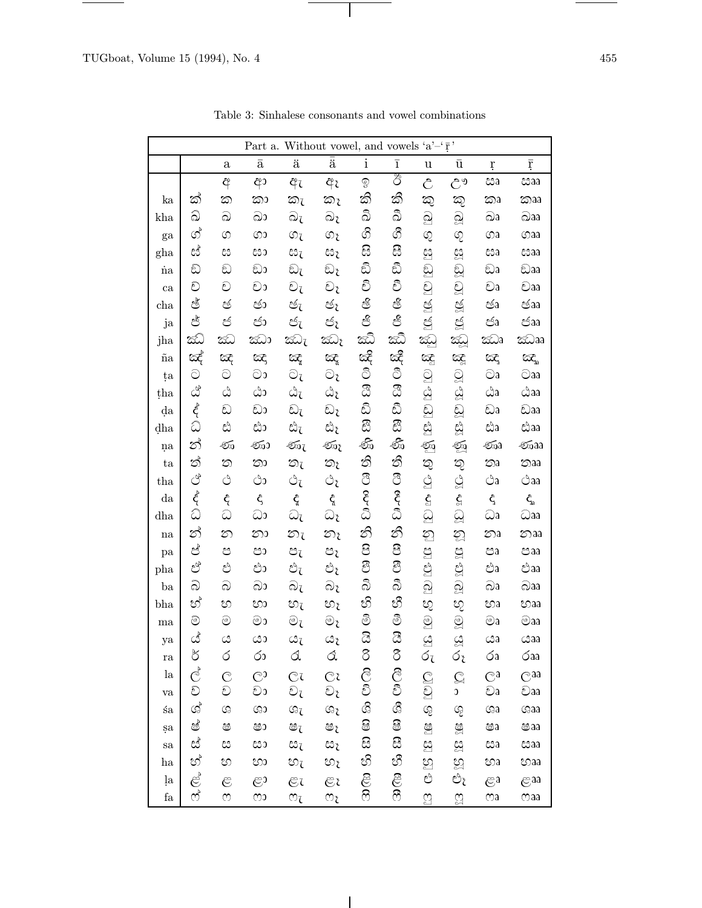Table 3: Sinhalese consonants and vowel combinations

| Part a. Without vowel, and vowels ‘a’–‘ṝ’ | | | | | | | | | | | |
|---|---|---|---|---|---|---|---|---|---|---|---|
| | | a | ā | ä | ǟ | i | ī | u | ū | ṛ | ṝ |
| | | අ | ආ | ඇ | ඈ | ඉ | ඊ | උ | ඌ | ඍ | ඎ |
| ka | ක් | ක | කා | කැ | කෑ | කි | කී | කු | කූ | කෘ | කෲ |
| kha | ඛ් | ඛ | ඛා | ඛැ | ඛෑ | ඛි | ඛී | ඛු | ඛූ | ඛෘ | ඛෲ |
| ga | ග් | ග | ගා | ගැ | ගෑ | ගි | ගී | ගු | ගූ | ගෘ | ගෲ |
| gha | ඝ් | ඝ | ඝා | ඝැ | ඝෑ | ඝි | ඝී | ඝු | ඝූ | ඝෘ | ඝෲ |
| ṅa | ඞ් | ඞ | ඞා | ඞැ | ඞෑ | ඞි | ඞී | ඞු | ඞූ | ඞෘ | ඞෲ |
| ca | ච් | ච | චා | චැ | චෑ | චි | චී | චු | චූ | චෘ | චෲ |
| cha | ඡ් | ඡ | ඡා | ඡැ | ඡෑ | ඡි | ඡී | ඡු | ඡූ | ඡෘ | ඡෲ |
| ja | ජ් | ජ | ජා | ජැ | ජෑ | ජි | ජී | ජු | ජූ | ජෘ | ජෲ |
| jha | ඣ් | ඣ | ඣා | ඣැ | ඣෑ | ඣි | ඣී | ඣු | ඣූ | ඣෘ | ඣෲ |
| ña | ඤ් | ඤ | ඤා | ඤැ | ඤෑ | ඤි | ඤී | ඤු | ඤූ | ඤෘ | ඤෲ |
| ṭa | ට් | ට | ටා | ටැ | ටෑ | ටි | ටී | ටු | ටූ | ටෘ | ටෲ |
| ṭha | ඨ් | ඨ | ඨා | ඨැ | ඨෑ | ඨි | ඨී | ඨු | ඨූ | ඨෘ | ඨෲ |
| ḍa | ඩ් | ඩ | ඩා | ඩැ | ඩෑ | ඩි | ඩී | ඩු | ඩූ | ඩෘ | ඩෲ |
| ḍha | ඪ් | ඪ | ඪා | ඪැ | ඪෑ | ඪි | ඪී | ඪු | ඪූ | ඪෘ | ඪෲ |
| ṇa | ණ් | ණ | ණා | ණැ | ණෑ | ණි | ණී | ණු | ණූ | ණෘ | ණෲ |
| ta | ත් | ත | තා | තැ | තෑ | ති | තී | තු | තූ | තෘ | තෲ |
| tha | ථ් | ථ | ථා | ථැ | ථෑ | ථි | ථී | ථු | ථූ | ථෘ | ථෲ |
| da | ද් | ද | දා | දැ | දෑ | දි | දී | දු | දූ | දෘ | දෲ |
| dha | ධ් | ධ | ධා | ධැ | ධෑ | ධි | ධී | ධු | ධූ | ධෘ | ධෲ |
| na | න් | න | නා | නැ | නෑ | නි | නී | නු | නූ | නෘ | නෲ |
| pa | ප් | ප | පා | පැ | පෑ | පි | පී | පු | පූ | පෘ | පෲ |
| pha | ඵ් | ඵ | ඵා | ඵැ | ඵෑ | ඵි | ඵී | ඵු | ඵූ | ඵෘ | ඵෲ |
| ba | බ් | බ | බා | බැ | බෑ | බි | බී | බු | බූ | බෘ | බෲ |
| bha | භ් | භ | භා | භැ | භෑ | භි | භී | භු | භූ | භෘ | භෲ |
| ma | ම් | ම | මා | මැ | මෑ | මි | මී | මු | මූ | මෘ | මෲ |
| ya | ය් | ය | යා | යැ | යෑ | යි | යී | යු | යූ | යෘ | යෲ |
| ra | ර් | ර | රා | රැ | රෑ | රි | රී | රු | රූ | රෘ | රෲ |
| la | ල් | ල | ලා | ලැ | ලෑ | ලි | ලී | ලු | ලූ | ලෘ | ලෲ |
| va | ව් | ව | වා | වැ | වෑ | වි | වී | වු | වූ | වෘ | වෲ |
| śa | ශ් | ශ | ශා | ශැ | ශෑ | ශි | ශී | ශු | ශූ | ශෘ | ශෲ |
| ṣa | ෂ් | ෂ | ෂා | ෂැ | ෂෑ | ෂි | ෂී | ෂු | ෂූ | ෂෘ | ෂෲ |
| sa | ස් | ස | සා | සැ | සෑ | සි | සී | සු | සූ | සෘ | සෲ |
| ha | හ් | හ | හා | හැ | හෑ | හි | හී | හු | හූ | හෘ | හෲ |
| ḷa | ළ් | ළ | ළා | ළැ | ළෑ | ළි | ළී | ළු | ළූ | ළෘ | ළෲ |
| fa | ෆ් | ෆ | ෆා | ෆැ | ෆෑ | ෆි | ෆී | ෆු | ෆූ | ෆෘ | ෆෲ |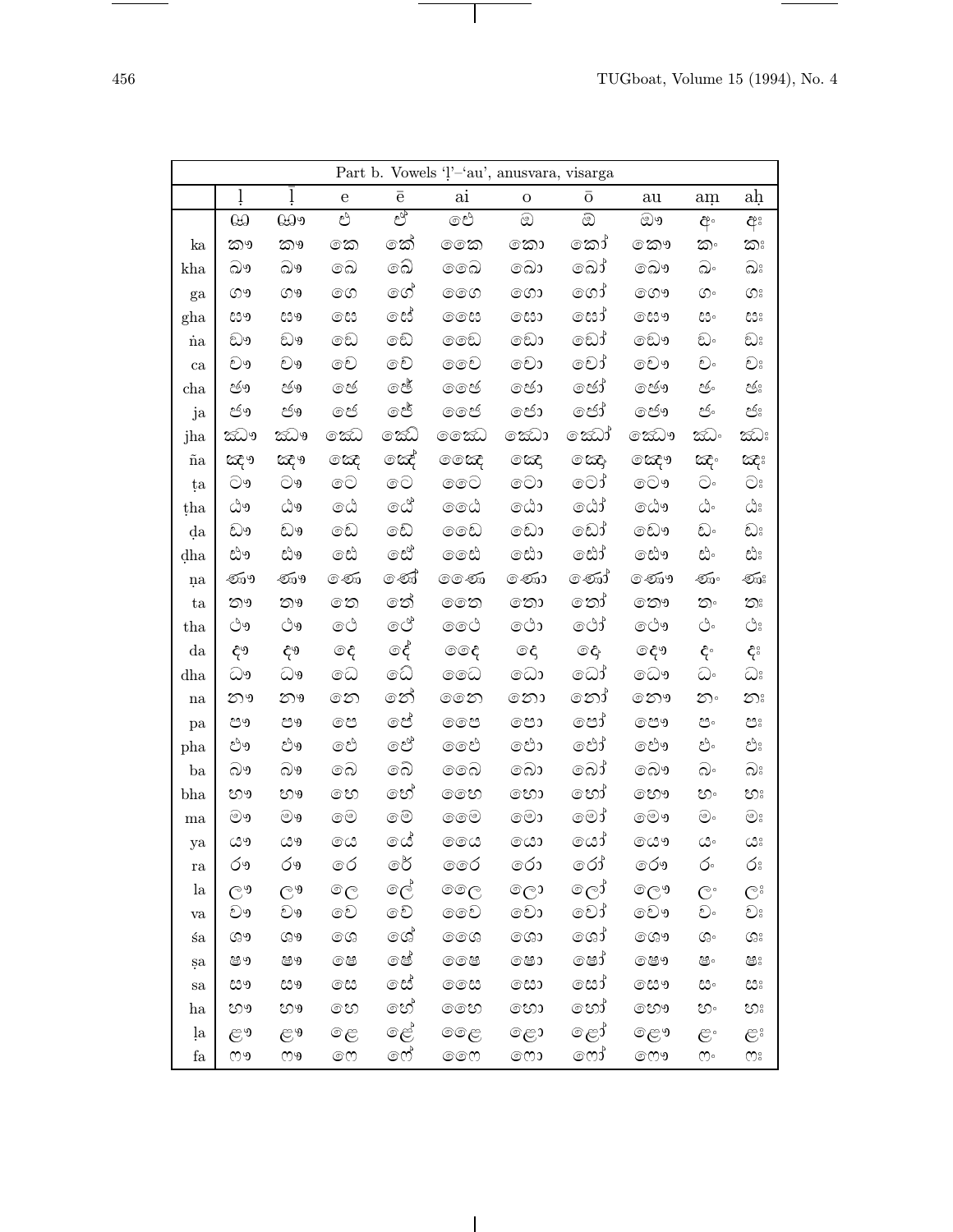| Part b. Vowels 'ḷ'–'au', anusvara, visarga | | | | | | | | | | |
|---|---|---|---|---|---|---|---|---|---|---|
| | ḷ | ḹ | e | ē | ai | o | ō | au | aṃ | aḥ |
| | ඏ | ඐ | එ | ඒ | ඓ | ඔ | ඕ | ඖ | අං | අඃ |
| ka | කෟ | කෳ | කෙ | කේ | කෛ | කො | කෝ | කෞ | කං | කඃ |
| kha | ඛෟ | ඛෳ | ඛෙ | ඛේ | ඛෛ | ඛො | ඛෝ | ඛෞ | ඛං | ඛඃ |
| ga | ගෟ | ගෳ | ගෙ | ගේ | ගෛ | ගො | ගෝ | ගෞ | ගං | ගඃ |
| gha | ඝෟ | ඝෳ | ඝෙ | ඝේ | ඝෛ | ඝො | ඝෝ | ඝෞ | ඝං | ඝඃ |
| ṅa | ඞෟ | ඞෳ | ඞෙ | ඞේ | ඞෛ | ඞො | ඞෝ | ඞෞ | ඞං | ඞඃ |
| ca | චෟ | චෳ | චෙ | චේ | චෛ | චො | චෝ | චෞ | චං | චඃ |
| cha | ඡෟ | ඡෳ | ඡෙ | ඡේ | ඡෛ | ඡො | ඡෝ | ඡෞ | ඡං | ඡඃ |
| ja | ජෟ | ජෳ | ජෙ | ජේ | ජෛ | ජො | ජෝ | ජෞ | ජං | ජඃ |
| jha | ඣෟ | ඣෳ | ඣෙ | ඣේ | ඣෛ | ඣො | ඣෝ | ඣෞ | ඣං | ඣඃ |
| ña | ඤෟ | ඤෳ | ඤෙ | ඤේ | ඤෛ | ඤො | ඤෝ | ඤෞ | ඤං | ඤඃ |
| ṭa | ටෟ | ටෳ | ටෙ | ටේ | ටෛ | ටො | ටෝ | ටෞ | ටං | ටඃ |
| ṭha | ඨෟ | ඨෳ | ඨෙ | ඨේ | ඨෛ | ඨො | ඨෝ | ඨෞ | ඨං | ඨඃ |
| ḍa | ඩෟ | ඩෳ | ඩෙ | ඩේ | ඩෛ | ඩො | ඩෝ | ඩෞ | ඩං | ඩඃ |
| ḍha | ඪෟ | ඪෳ | ඪෙ | ඪේ | ඪෛ | ඪො | ඪෝ | ඪෞ | ඪං | ඪඃ |
| ṇa | ණෟ | ණෳ | ණෙ | ණේ | ණෛ | ණො | ණෝ | ණෞ | ණං | ණඃ |
| ta | තෟ | තෳ | තෙ | තේ | තෛ | තො | තෝ | තෞ | තං | තඃ |
| tha | ථෟ | ථෳ | ථෙ | ථේ | ථෛ | ථො | ථෝ | ථෞ | ථං | ථඃ |
| da | දෟ | දෳ | දෙ | දේ | දෛ | දො | දෝ | දෞ | දං | දඃ |
| dha | ධෟ | ධෳ | ධෙ | ධේ | ධෛ | ධො | ධෝ | ධෞ | ධං | ධඃ |
| na | නෟ | නෳ | නෙ | නේ | නෛ | නො | නෝ | නෞ | නං | නඃ |
| pa | පෟ | පෳ | පෙ | පේ | පෛ | පො | පෝ | පෞ | පං | පඃ |
| pha | ඵෟ | ඵෳ | ඵෙ | ඵේ | ඵෛ | ඵො | ඵෝ | ඵෞ | ඵං | ඵඃ |
| ba | බෟ | බෳ | බෙ | බේ | බෛ | බො | බෝ | බෞ | බං | බඃ |
| bha | භෟ | භෳ | භෙ | භේ | භෛ | භො | භෝ | භෞ | භං | භඃ |
| ma | මෟ | මෳ | මෙ | මේ | මෛ | මො | මෝ | මෞ | මං | මඃ |
| ya | යෟ | යෳ | යෙ | යේ | යෛ | යො | යෝ | යෞ | යං | යඃ |
| ra | රෟ | රෳ | රෙ | රේ | රෛ | රො | රෝ | රෞ | රං | රඃ |
| la | ලෟ | ලෳ | ලෙ | ලේ | ලෛ | ලො | ලෝ | ලෞ | ලං | ලඃ |
| va | වෟ | වෳ | වෙ | වේ | වෛ | වො | වෝ | වෞ | වං | වඃ |
| śa | ශෟ | ශෳ | ශෙ | ශේ | ශෛ | ශො | ශෝ | ශෞ | ශං | ශඃ |
| ṣa | ෂෟ | ෂෳ | ෂෙ | ෂේ | ෂෛ | ෂො | ෂෝ | ෂෞ | ෂං | ෂඃ |
| sa | සෟ | සෳ | සෙ | සේ | සෛ | සො | සෝ | සෞ | සං | සඃ |
| ha | හෟ | හෳ | හෙ | හේ | හෛ | හො | හෝ | හෞ | හං | හඃ |
| ḷa | ළෟ | ළෳ | ළෙ | ළේ | ළෛ | ළො | ළෝ | ළෞ | ළං | ළඃ |
| fa | ෆෟ | ෆෳ | ෆෙ | ෆේ | ෆෛ | ෆො | ෆෝ | ෆෞ | ෆං | ෆඃ |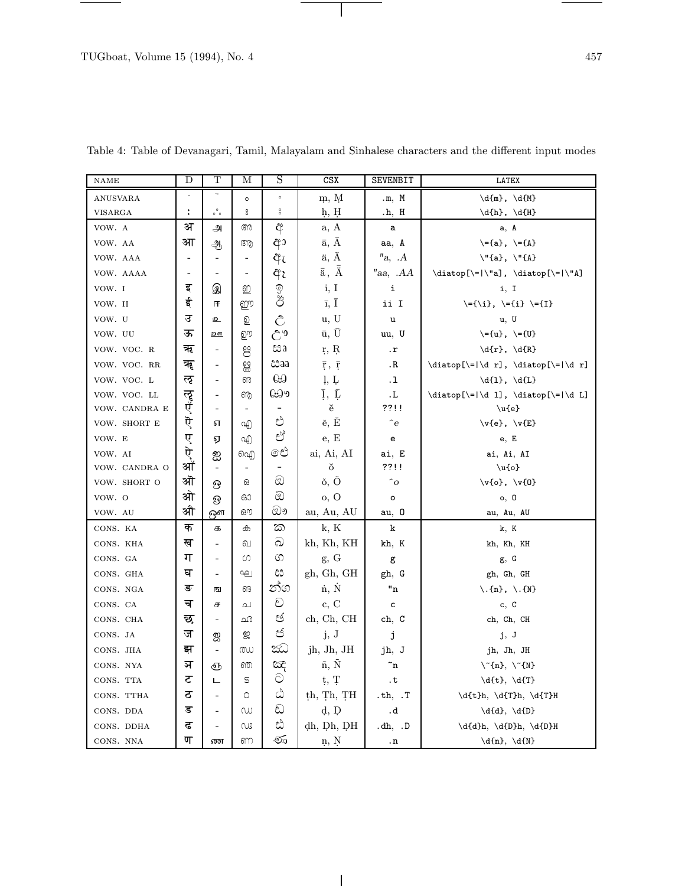Table 4: Table of Devanagari, Tamil, Malayalam and Sinhalese characters and the different input modes

| NAME | D | T | M | S | CSX | SEVENBIT | LATEX |
|---|---|---|---|---|---|---|---|
| ANUSVARA | ं | ஂ | ം | ං | ṃ, Ṃ | .m, M | \d{m}, \d{M} |
| VISARGA | ः | ஃ | ഃ | ඃ | ḥ, Ḥ | .h, H | \d{h}, \d{H} |
| VOW. A | अ | அ | അ | අ | a, A | a | a, A |
| VOW. AA | आ | ஆ | ആ | ආ | ā, Ā | aa, A | \={a}, \={A} |
| VOW. AAA | - | - | - | ඇ | ä, Ä | "a, .A | \"{a}, \"{A} |
| VOW. AAAA | - | - | - | ඈ | ǟ, Ǟ | "aa, .AA | \diatop[\=\|\"a], \diatop[\=\|\"A] |
| VOW. I | इ | இ | ഇ | ඉ | i, I | i | i, I |
| VOW. II | ई | ஈ | ഈ | ඊ | ī, Ī | ii I | \={\i}, \={i} \={I} |
| VOW. U | उ | உ | ഉ | උ | u, U | u | u, U |
| VOW. UU | ऊ | ஊ | ഊ | ඌ | ū, Ū | uu, U | \={u}, \={U} |
| VOW. VOC. R | ऋ | - | ഋ | ඍ | ṛ, Ṛ | .r | \d{r}, \d{R} |
| VOW. VOC. RR | ॠ | - | ൠ | ඎ | ṝ, Ṝ | .R | \diatop[\=\|\d r], \diatop[\=\|\d r] |
| VOW. VOC. L | ऌ | - | ഌ | ඏ | ḷ, Ḷ | .l | \d{l}, \d{L} |
| VOW. VOC. LL | ॡ | - | ൡ | ඐ | ḹ, Ḹ | .L | \diatop[\=\|\d l], \diatop[\=\|\d L] |
| VOW. CANDRA E | ऍ | - | - | - | ĕ | ??!! | \u{e} |
| VOW. SHORT E | ऎ | எ | എ | එ | ě, Ě | ^e | \v{e}, \v{E} |
| VOW. E | ए | ஏ | ഏ | ඒ | e, E | e | e, E |
| VOW. AI | ऐ | ஐ | ഐ | ඓ | ai, Ai, AI | ai, E | ai, Ai, AI |
| VOW. CANDRA O | ऑ | - | - | - | ŏ | ??!! | \u{o} |
| VOW. SHORT O | ऒ | ஒ | ഒ | ඔ | ǒ, Ǒ | ^o | \v{o}, \v{O} |
| VOW. O | ओ | ஓ | ഓ | ඕ | o, O | o | o, O |
| VOW. AU | औ | ஔ | ഔ | ඖ | au, Au, AU | au, O | au, Au, AU |
| CONS. KA | क | க | ക | ක | k, K | k | k, K |
| CONS. KHA | ख | - | ഖ | ඛ | kh, Kh, KH | kh, K | kh, Kh, KH |
| CONS. GA | ग | - | ഗ | ග | g, G | g | g, G |
| CONS. GHA | घ | - | ഘ | ඝ | gh, Gh, GH | gh, G | gh, Gh, GH |
| CONS. NGA | ङ | ங | ങ | ඞ | ṅ, Ṅ | "n | \.{n}, \.{N} |
| CONS. CA | च | ச | ച | ච | c, C | c | c, C |
| CONS. CHA | छ | - | ഛ | ඡ | ch, Ch, CH | ch, C | ch, Ch, CH |
| CONS. JA | ज | ஜ | ജ | ජ | j, J | j | j, J |
| CONS. JHA | झ | - | ഝ | ඣ | jh, Jh, JH | jh, J | jh, Jh, JH |
| CONS. NYA | ञ | ஞ | ഞ | ඤ | ñ, Ñ | ~n | \~{n}, \~{N} |
| CONS. TTA | ट | ட | ട | ට | ṭ, Ṭ | .t | \d{t}, \d{T} |
| CONS. TTHA | ठ | - | ഠ | ඨ | ṭh, Ṭh, ṬH | .th, .T | \d{t}h, \d{T}h, \d{T}H |
| CONS. DDA | ड | - | ഡ | ඩ | ḍ, Ḍ | .d | \d{d}, \d{D} |
| CONS. DDHA | ढ | - | ഢ | ඪ | ḍh, Ḍh, ḌH | .dh, .D | \d{d}h, \d{D}h, \d{D}H |
| CONS. NNA | ण | ண | ണ | ණ | ṇ, Ṇ | .n | \d{n}, \d{N} |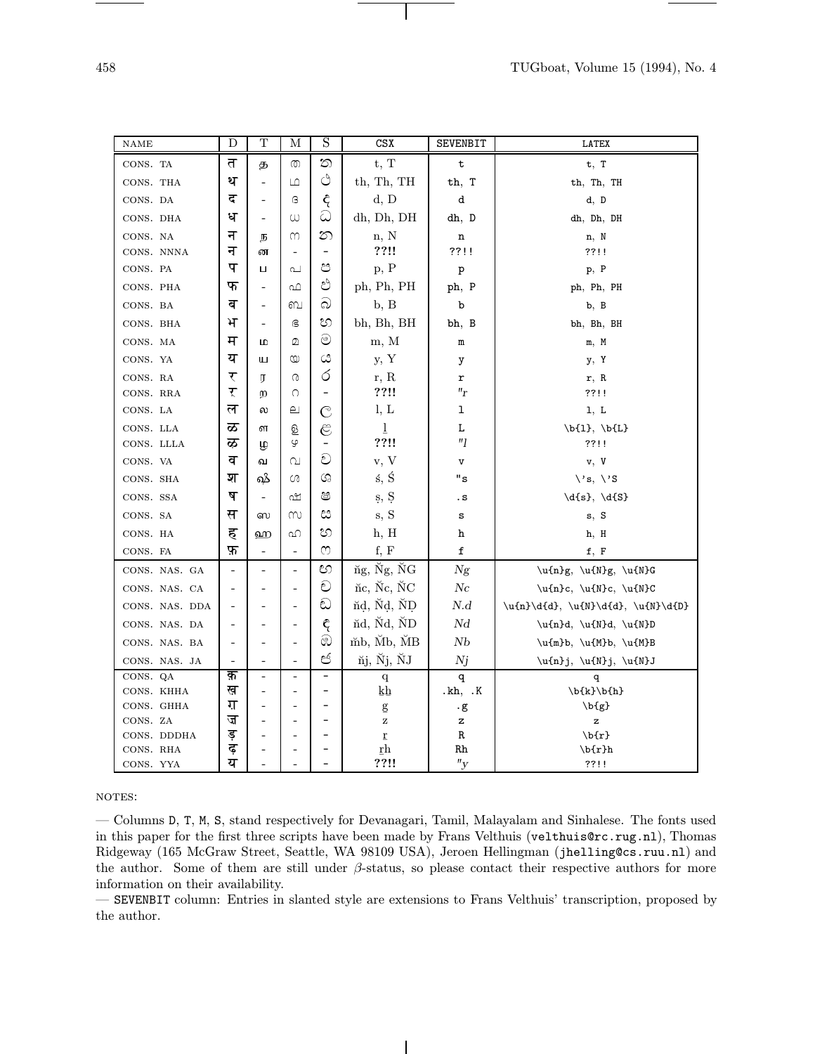| NAME | D | T | M | S | CSX | SEVENBIT | LATEX |
|---|---|---|---|---|---|---|---|
| CONS. TA | त | த | ത | ත | t, T | t | t, T |
| CONS. THA | थ | - | ഥ | ථ | th, Th, TH | th, T | th, Th, TH |
| CONS. DA | द | - | ദ | ද | d, D | d | d, D |
| CONS. DHA | ध | - | ധ | ධ | dh, Dh, DH | dh, D | dh, Dh, DH |
| CONS. NA | न | ந | ന | න | n, N | n | n, N |
| CONS. NNNA | ऩ | ன | - | - | ??!! | ??!! | ??!! |
| CONS. PA | प | ப | പ | ප | p, P | p | p, P |
| CONS. PHA | फ | - | ഫ | ඵ | ph, Ph, PH | ph, P | ph, Ph, PH |
| CONS. BA | ब | - | ബ | බ | b, B | b | b, B |
| CONS. BHA | भ | - | ഭ | භ | bh, Bh, BH | bh, B | bh, Bh, BH |
| CONS. MA | म | ம | മ | ම | m, M | m | m, M |
| CONS. YA | य | ய | യ | ය | y, Y | y | y, Y |
| CONS. RA | र | ர | ര | ර | r, R | r | r, R |
| CONS. RRA | ऱ | ற | റ | - | ??!! | *"r* | ??!! |
| CONS. LA | ल | ல | ല | ල | l, L | l | l, L |
| CONS. LLA | ळ | ள | ള | ළ | ḻ | L | \b{l}, \b{L} |
| CONS. LLLA | ऴ | ழ | ഴ | - | ??!! | *"l* | ??!! |
| CONS. VA | व | வ | വ | ව | v, V | v | v, V |
| CONS. SHA | श | ஷ | ശ | ශ | ś, Ś | "s | \'s, \'S |
| CONS. SSA | ष | - | ഷ | ෂ | ṣ, Ṣ | .s | \d{s}, \d{S} |
| CONS. SA | स | ஸ | സ | ස | s, S | s | s, S |
| CONS. HA | ह | ஹ | ഹ | හ | h, H | h | h, H |
| CONS. FA | फ़ | - | - | ෆ | f, F | f | f, F |
| CONS. NAS. GA | - | - | - | ඟ | n̆g, N̆g, N̆G | *Ng* | \u{n}g, \u{N}g, \u{N}G |
| CONS. NAS. CA | - | - | - | ඦ | n̆c, N̆c, N̆C | *Nc* | \u{n}c, \u{N}c, \u{N}C |
| CONS. NAS. DDA | - | - | - | ඬ | n̆ḍ, N̆ḍ, N̆Ḍ | *N.d* | \u{n}\d{d}, \u{N}\d{d}, \u{N}\d{D} |
| CONS. NAS. DA | - | - | - | ඳ | n̆d, N̆d, N̆D | *Nd* | \u{n}d, \u{N}d, \u{N}D |
| CONS. NAS. BA | - | - | - | ඹ | m̆b, M̆b, M̆B | *Nb* | \u{m}b, \u{M}b, \u{M}B |
| CONS. NAS. JA | - | - | - | ඥ | n̆j, N̆j, N̆J | *Nj* | \u{n}j, \u{N}j, \u{N}J |
| CONS. QA | क़ | - | - | - | q | q | q |
| CONS. KHHA | ख़ | - | - | - | k͟h | .kh, .K | \b{k}\b{h} |
| CONS. GHHA | ग़ | - | - | - | g̱ | .g | \b{g} |
| CONS. ZA | ज़ | - | - | - | z | z | z |
| CONS. DDDHA | ड़ | - | - | - | ṟ | R | \b{r} |
| CONS. RHA | ढ़ | - | - | - | ṟh | Rh | \b{r}h |
| CONS. YYA | य़ | - | - | - | ??!! | *"y* | ??!! |

NOTES:

— Columns D, T, M, S, stand respectively for Devanagari, Tamil, Malayalam and Sinhalese. The fonts used in this paper for the first three scripts have been made by Frans Velthuis (velthuis@rc.rug.nl), Thomas Ridgeway (165 McGraw Street, Seattle, WA 98109 USA), Jeroen Hellingman (jhelling@cs.ruu.nl) and the author. Some of them are still under $\beta$-status, so please contact their respective authors for more information on their availability.

— SEVENBIT column: Entries in slanted style are extensions to Frans Velthuis' transcription, proposed by the author.